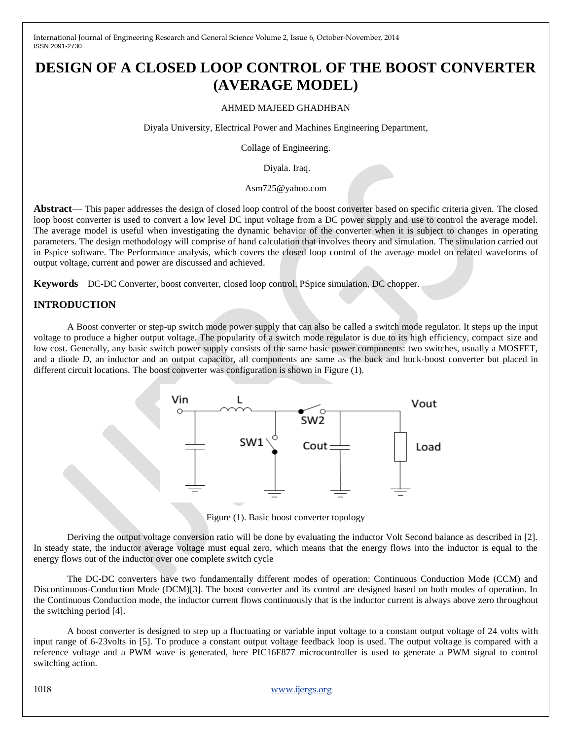# DESIGN OF A CLOSED LOOP CONTROL OF THE BOOST CONVERTER (AVERAGE MODEL)

AHMED MAJEED GHADHBAN

Diyala University, Electrical Power and Machines Engineering Department,

Collage of Engineering.

Diyala. Iraq.

Asm725@yahoo.com

**Abstract**— This paper addresses the design of closed loop control of the boost converter based on specific criteria given. The closed loop boost converter is used to convert a low level DC input voltage from a DC power supply and use to control the average model. The average model is useful when investigating the dynamic behavior of the converter when it is subject to changes in operating parameters. The design methodology will comprise of hand calculation that involves theory and simulation. The simulation carried out in Pspice software. The Performance analysis, which covers the closed loop control of the average model on related waveforms of output voltage, current and power are discussed and achieved.

**Keywords**— DC-DC Converter, boost converter, closed loop control, PSpice simulation, DC chopper.

## INTRODUCTION

A Boost converter or step-up switch mode power supply that can also be called a switch mode regulator. It steps up the input voltage to produce a higher output voltage. The popularity of a switch mode regulator is due to its high efficiency, compact size and low cost. Generally, any basic switch power supply consists of the same basic power components: two switches, usually a MOSFET, and a diode *D*, an inductor and an output capacitor, all components are same as the buck and buck-boost converter but placed in different circuit locations. The boost converter was configuration is shown in Figure (1).

Figure (1). Basic boost converter topology

Deriving the output voltage conversion ratio will be done by evaluating the inductor Volt Second balance as described in [2]. In steady state, the inductor average voltage must equal zero, which means that the energy flows into the inductor is equal to the energy flows out of the inductor over one complete switch cycle

The DC-DC converters have two fundamentally different modes of operation: Continuous Conduction Mode (CCM) and Discontinuous-Conduction Mode (DCM)[3]. The boost converter and its control are designed based on both modes of operation. In the Continuous Conduction mode, the inductor current flows continuously that is the inductor current is always above zero throughout the switching period [4].

A boost converter is designed to step up a fluctuating or variable input voltage to a constant output voltage of 24 volts with input range of 6-23volts in [5]. To produce a constant output voltage feedback loop is used. The output voltage is compared with a reference voltage and a PWM wave is generated, here PIC16F877 microcontroller is used to generate a PWM signal to control switching action.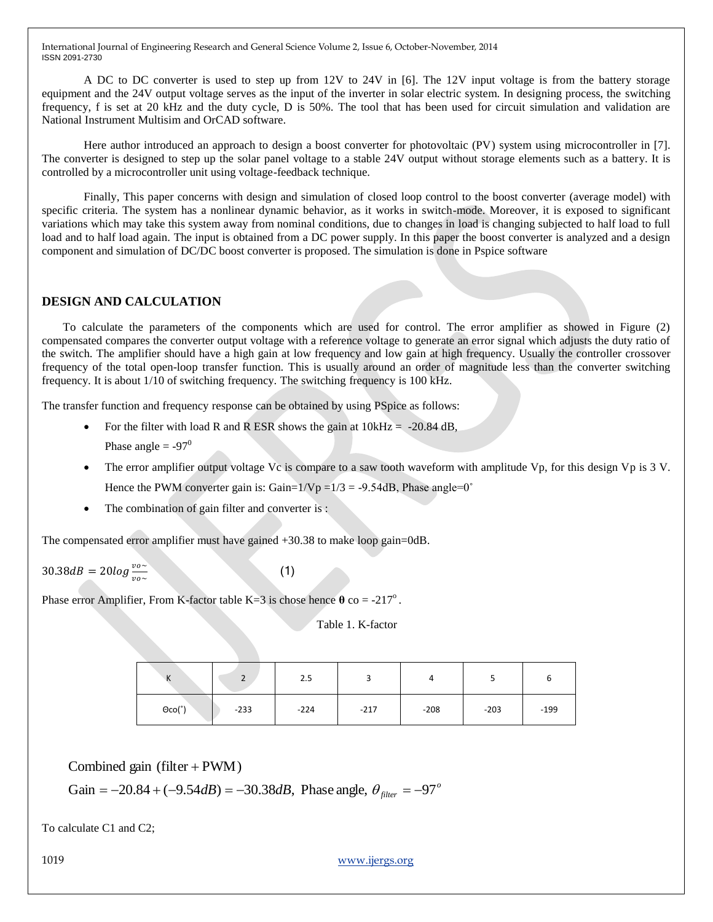A DC to DC converter is used to step up from 12V to 24V in [6]. The 12V input voltage is from the battery storage equipment and the 24V output voltage serves as the input of the inverter in solar electric system. In designing process, the switching frequency, f is set at 20 kHz and the duty cycle, D is 50%. The tool that has been used for circuit simulation and validation are National Instrument Multisim and OrCAD software.

Here author introduced an approach to design a boost converter for photovoltaic (PV) system using microcontroller in [7]. The converter is designed to step up the solar panel voltage to a stable 24V output without storage elements such as a battery. It is controlled by a microcontroller unit using voltage-feedback technique.

Finally, This paper concerns with design and simulation of closed loop control to the boost converter (average model) with specific criteria. The system has a nonlinear dynamic behavior, as it works in switch-mode. Moreover, it is exposed to significant variations which may take this system away from nominal conditions, due to changes in load is changing subjected to half load to full load and to half load again. The input is obtained from a DC power supply. In this paper the boost converter is analyzed and a design component and simulation of DC/DC boost converter is proposed. The simulation is done in Pspice software

## DESIGN AND CALCULATION

To calculate the parameters of the components which are used for control. The error amplifier as showed in Figure (2) compensated compares the converter output voltage with a reference voltage to generate an error signal which adjusts the duty ratio of the switch. The amplifier should have a high gain at low frequency and low gain at high frequency. Usually the controller crossover frequency of the total open-loop transfer function. This is usually around an order of magnitude less than the converter switching frequency. It is about 1/10 of switching frequency. The switching frequency is 100 kHz.

The transfer function and frequency response can be obtained by using PSpice as follows:

- For the filter with load R and R ESR shows the gain at 10kHz = -20.84 dB,
  Phase angle = $-97^0$
- The error amplifier output voltage Vc is compare to a saw tooth waveform with amplitude Vp, for this design Vp is 3 V. Hence the PWM converter gain is: Gain=1/Vp =1/3 = -9.54dB, Phase angle=0˚
- The combination of gain filter and converter is :

The compensated error amplifier must have gained +30.38 to make loop gain=0dB.

$$30.38dB = 20log\frac{vo\sim}{vo\sim} \quad (1)$$

Phase error Amplifier, From K-factor table K=3 is chose hence **θ** co = -217°.

Table 1. K-factor

| K | 2 | 2.5 | 3 | 4 | 5 | 6 |
|---|---|---|---|---|---|---|
| Θco(˚) | -233 | -224 | -217 | -208 | -203 | -199 |

$$\text{Combined gain (filter + PWM)}$$

$$\text{Gain} = -20.84 + (-9.54dB) = -30.38dB, \text{ Phase angle, } \theta_{filter} = -97^o$$

To calculate C1 and C2;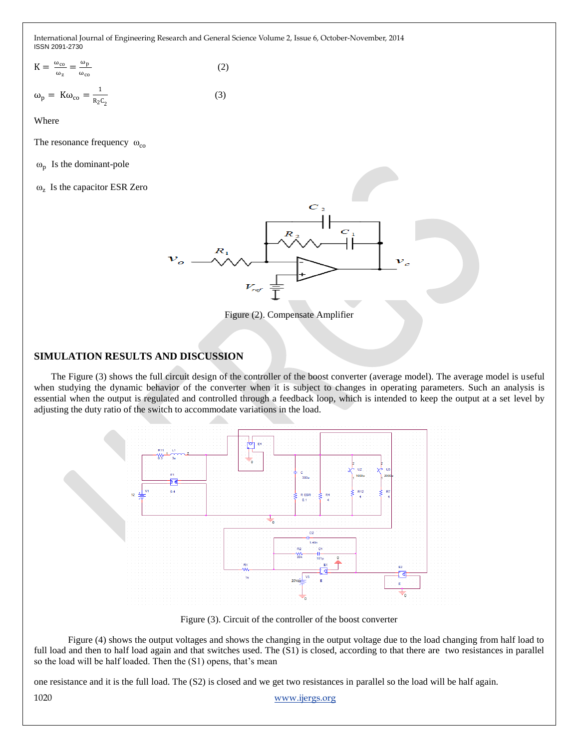$$K = \frac{\omega_{co}}{\omega_z} = \frac{\omega_p}{\omega_{co}} \quad (2)$$

$$\omega_p = K\omega_{co} = \frac{1}{R_2 C_2} \quad (3)$$

Where

The resonance frequency $\omega_{co}$

$\omega_p$ Is the dominant-pole

$\omega_z$ Is the capacitor ESR Zero

Figure (2). Compensate Amplifier

## SIMULATION RESULTS AND DISCUSSION

The Figure (3) shows the full circuit design of the controller of the boost converter (average model). The average model is useful when studying the dynamic behavior of the converter when it is subject to changes in operating parameters. Such an analysis is essential when the output is regulated and controlled through a feedback loop, which is intended to keep the output at a set level by adjusting the duty ratio of the switch to accommodate variations in the load.

Figure (3). Circuit of the controller of the boost converter

Figure (4) shows the output voltages and shows the changing in the output voltage due to the load changing from half load to full load and then to half load again and that switches used. The (S1) is closed, according to that there are two resistances in parallel so the load will be half loaded. Then the (S1) opens, that's mean

one resistance and it is the full load. The (S2) is closed and we get two resistances in parallel so the load will be half again.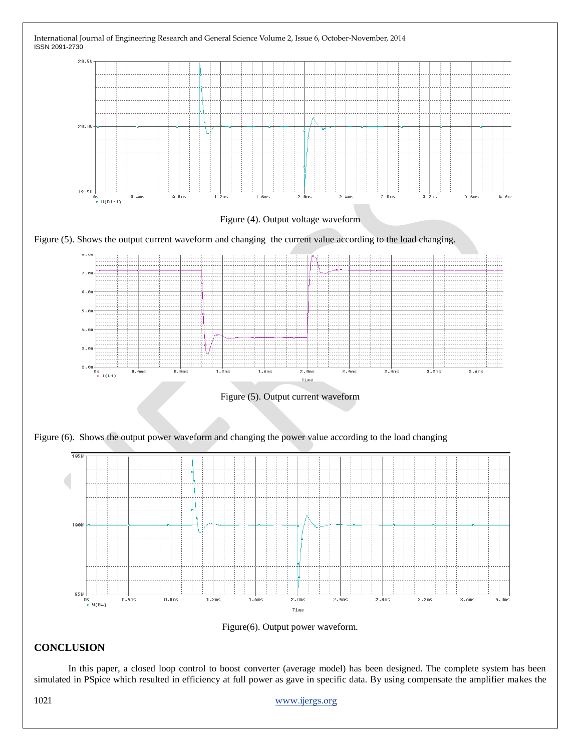Figure (4). Output voltage waveform

Figure (5). Shows the output current waveform and changing the current value according to the load changing.

Figure (5). Output current waveform

Figure (6). Shows the output power waveform and changing the power value according to the load changing

Figure(6). Output power waveform.

## CONCLUSION

In this paper, a closed loop control to boost converter (average model) has been designed. The complete system has been simulated in PSpice which resulted in efficiency at full power as gave in specific data. By using compensate the amplifier makes the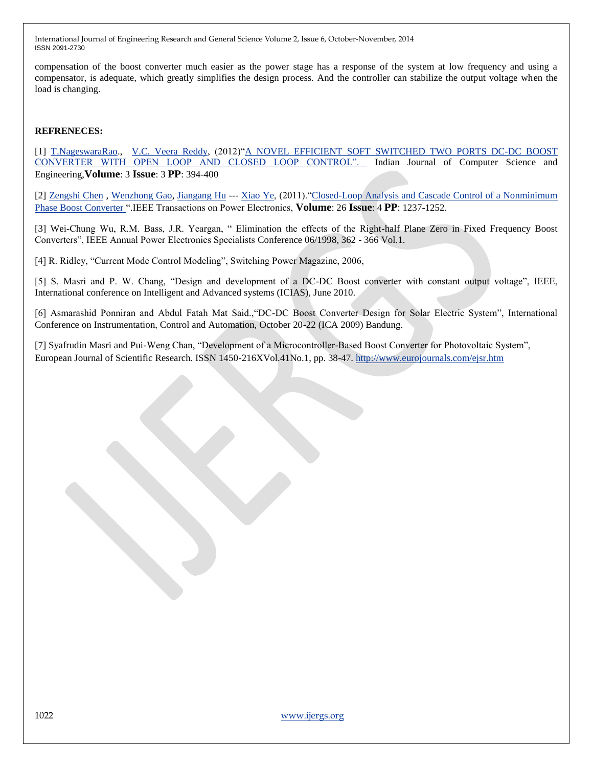compensation of the boost converter much easier as the power stage has a response of the system at low frequency and using a compensator, is adequate, which greatly simplifies the design process. And the controller can stabilize the output voltage when the load is changing.

**REFRENECES:**

[1] T.NageswaraRao., V.C. Veera Reddy, (2012)"A NOVEL EFFICIENT SOFT SWITCHED TWO PORTS DC-DC BOOST CONVERTER WITH OPEN LOOP AND CLOSED LOOP CONTROL". Indian Journal of Computer Science and Engineering,**Volume**: 3 **Issue**: 3 **PP**: 394-400

[2] Zengshi Chen , Wenzhong Gao, Jiangang Hu --- Xiao Ye, (2011)."Closed-Loop Analysis and Cascade Control of a Nonminimum Phase Boost Converter ".IEEE Transactions on Power Electronics, **Volume**: 26 **Issue**: 4 **PP**: 1237-1252.

[3] Wei-Chung Wu, R.M. Bass, J.R. Yeargan, " Elimination the effects of the Right-half Plane Zero in Fixed Frequency Boost Converters", IEEE Annual Power Electronics Specialists Conference 06/1998, 362 - 366 Vol.1.

[4] R. Ridley, "Current Mode Control Modeling", Switching Power Magazine, 2006,

[5] S. Masri and P. W. Chang, "Design and development of a DC-DC Boost converter with constant output voltage", IEEE, International conference on Intelligent and Advanced systems (ICIAS), June 2010.

[6] Asmarashid Ponniran and Abdul Fatah Mat Said.,"DC-DC Boost Converter Design for Solar Electric System", International Conference on Instrumentation, Control and Automation, October 20-22 (ICA 2009) Bandung.

[7] Syafrudin Masri and Pui-Weng Chan, "Development of a Microcontroller-Based Boost Converter for Photovoltaic System", European Journal of Scientific Research. ISSN 1450-216XVol.41No.1, pp. 38-47. http://www.eurojournals.com/ejsr.htm